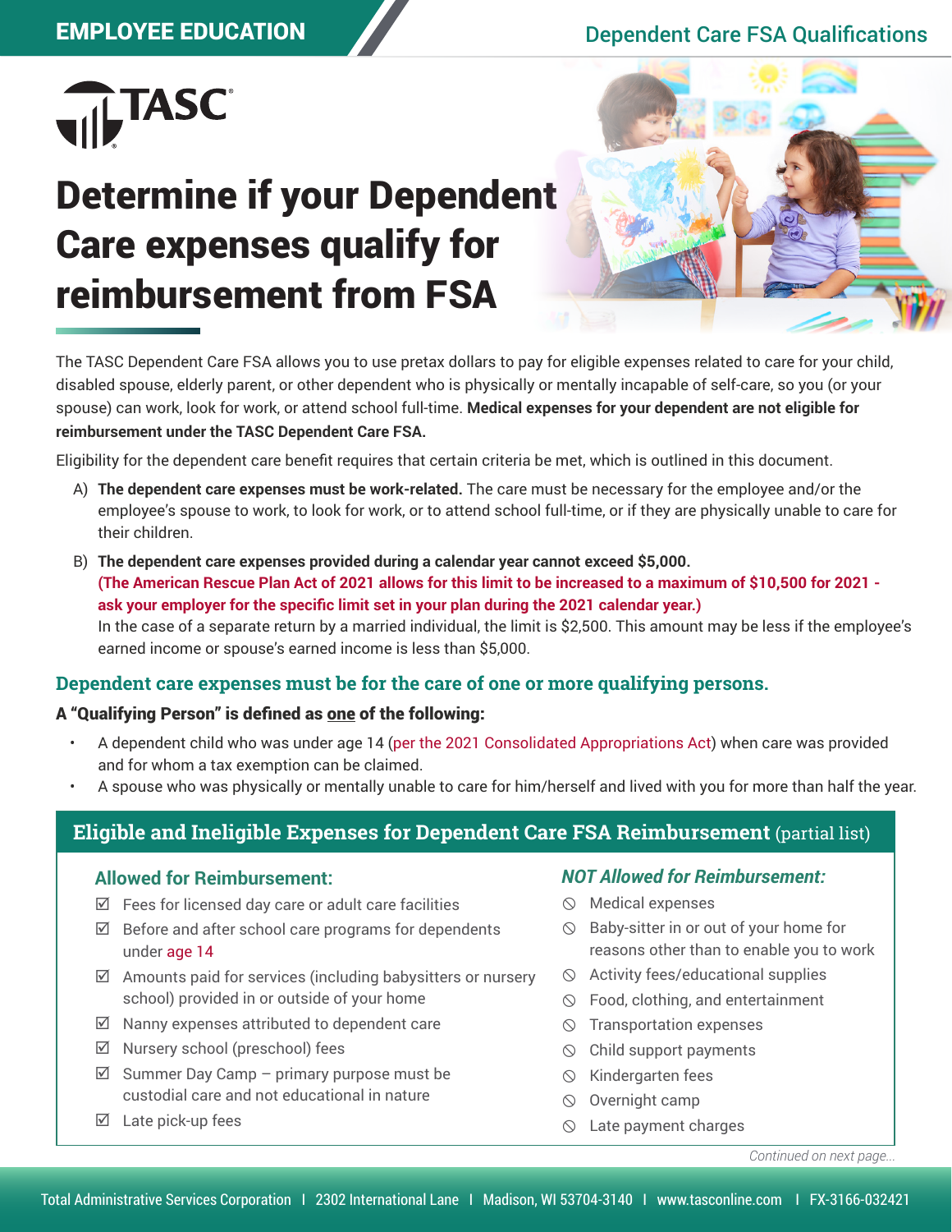EMPLOYEE EDUCATION

Dependent Care FSA Qualifications

TASC

# Determine if your Dependent Care expenses qualify for reimbursement from FSA

The TASC Dependent Care FSA allows you to use pretax dollars to pay for eligible expenses related to care for your child, disabled spouse, elderly parent, or other dependent who is physically or mentally incapable of self-care, so you (or your spouse) can work, look for work, or attend school full-time. **Medical expenses for your dependent are not eligible for reimbursement under the TASC Dependent Care FSA.**

Eligibility for the dependent care benefit requires that certain criteria be met, which is outlined in this document.

A) **The dependent care expenses must be work-related.** The care must be necessary for the employee and/or the employee's spouse to work, to look for work, or to attend school full-time, or if they are physically unable to care for their children.

B) **The dependent care expenses provided during a calendar year cannot exceed $5,000.**
**(The American Rescue Plan Act of 2021 allows for this limit to be increased to a maximum of $10,500 for 2021 - ask your employer for the specific limit set in your plan during the 2021 calendar year.)**
In the case of a separate return by a married individual, the limit is $2,500. This amount may be less if the employee's earned income or spouse's earned income is less than $5,000.

## Dependent care expenses must be for the care of one or more qualifying persons.

**A "Qualifying Person" is defined as one of the following:**

- A dependent child who was under age 14 (per the 2021 Consolidated Appropriations Act) when care was provided and for whom a tax exemption can be claimed.
- A spouse who was physically or mentally unable to care for him/herself and lived with you for more than half the year.

## Eligible and Ineligible Expenses for Dependent Care FSA Reimbursement (partial list)

### Allowed for Reimbursement:

- ☑ Fees for licensed day care or adult care facilities
- ☑ Before and after school care programs for dependents under age 14
- ☑ Amounts paid for services (including babysitters or nursery school) provided in or outside of your home
- ☑ Nanny expenses attributed to dependent care
- ☑ Nursery school (preschool) fees
- ☑ Summer Day Camp – primary purpose must be custodial care and not educational in nature
- ☑ Late pick-up fees

### *NOT Allowed for Reimbursement:*

- ⦸ Medical expenses
- ⦸ Baby-sitter in or out of your home for reasons other than to enable you to work
- ⦸ Activity fees/educational supplies
- ⦸ Food, clothing, and entertainment
- ⦸ Transportation expenses
- ⦸ Child support payments
- ⦸ Kindergarten fees
- ⦸ Overnight camp
- ⦸ Late payment charges

*Continued on next page...*

Total Administrative Services Corporation | 2302 International Lane | Madison, WI 53704-3140 | www.tasconline.com | FX-3166-032421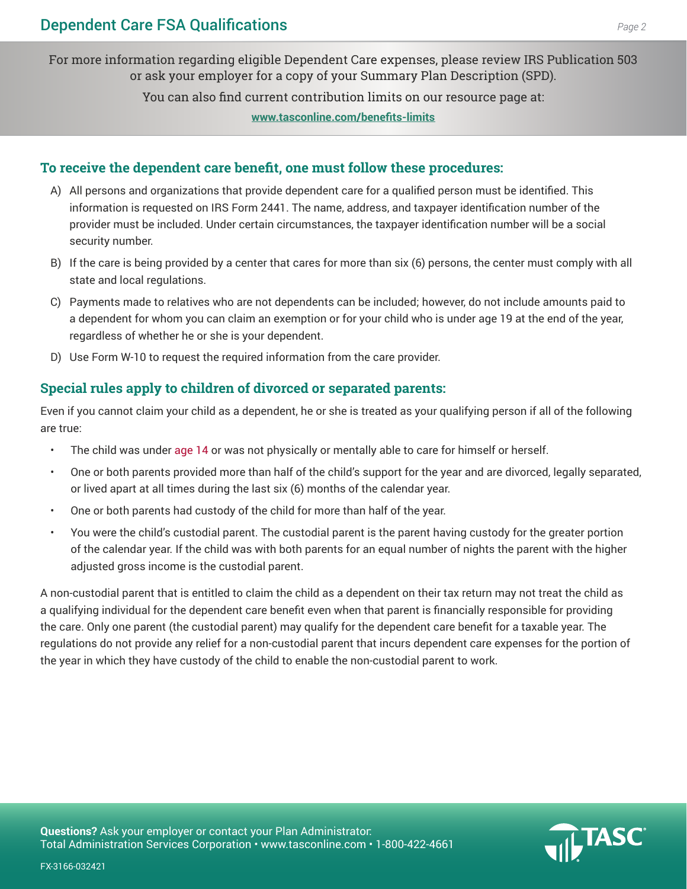For more information regarding eligible Dependent Care expenses, please review IRS Publication 503 or ask your employer for a copy of your Summary Plan Description (SPD).

You can also find current contribution limits on our resource page at:

**www.tasconline.com/benefits-limits**

## To receive the dependent care benefit, one must follow these procedures:

A) All persons and organizations that provide dependent care for a qualified person must be identified. This information is requested on IRS Form 2441. The name, address, and taxpayer identification number of the provider must be included. Under certain circumstances, the taxpayer identification number will be a social security number.

B) If the care is being provided by a center that cares for more than six (6) persons, the center must comply with all state and local regulations.

C) Payments made to relatives who are not dependents can be included; however, do not include amounts paid to a dependent for whom you can claim an exemption or for your child who is under age 19 at the end of the year, regardless of whether he or she is your dependent.

D) Use Form W-10 to request the required information from the care provider.

## Special rules apply to children of divorced or separated parents:

Even if you cannot claim your child as a dependent, he or she is treated as your qualifying person if all of the following are true:

- The child was under age 14 or was not physically or mentally able to care for himself or herself.
- One or both parents provided more than half of the child's support for the year and are divorced, legally separated, or lived apart at all times during the last six (6) months of the calendar year.
- One or both parents had custody of the child for more than half of the year.
- You were the child's custodial parent. The custodial parent is the parent having custody for the greater portion of the calendar year. If the child was with both parents for an equal number of nights the parent with the higher adjusted gross income is the custodial parent.

A non-custodial parent that is entitled to claim the child as a dependent on their tax return may not treat the child as a qualifying individual for the dependent care benefit even when that parent is financially responsible for providing the care. Only one parent (the custodial parent) may qualify for the dependent care benefit for a taxable year. The regulations do not provide any relief for a non-custodial parent that incurs dependent care expenses for the portion of the year in which they have custody of the child to enable the non-custodial parent to work.

**Questions?** Ask your employer or contact your Plan Administrator:
Total Administration Services Corporation • www.tasconline.com • 1-800-422-4661

FX-3166-032421